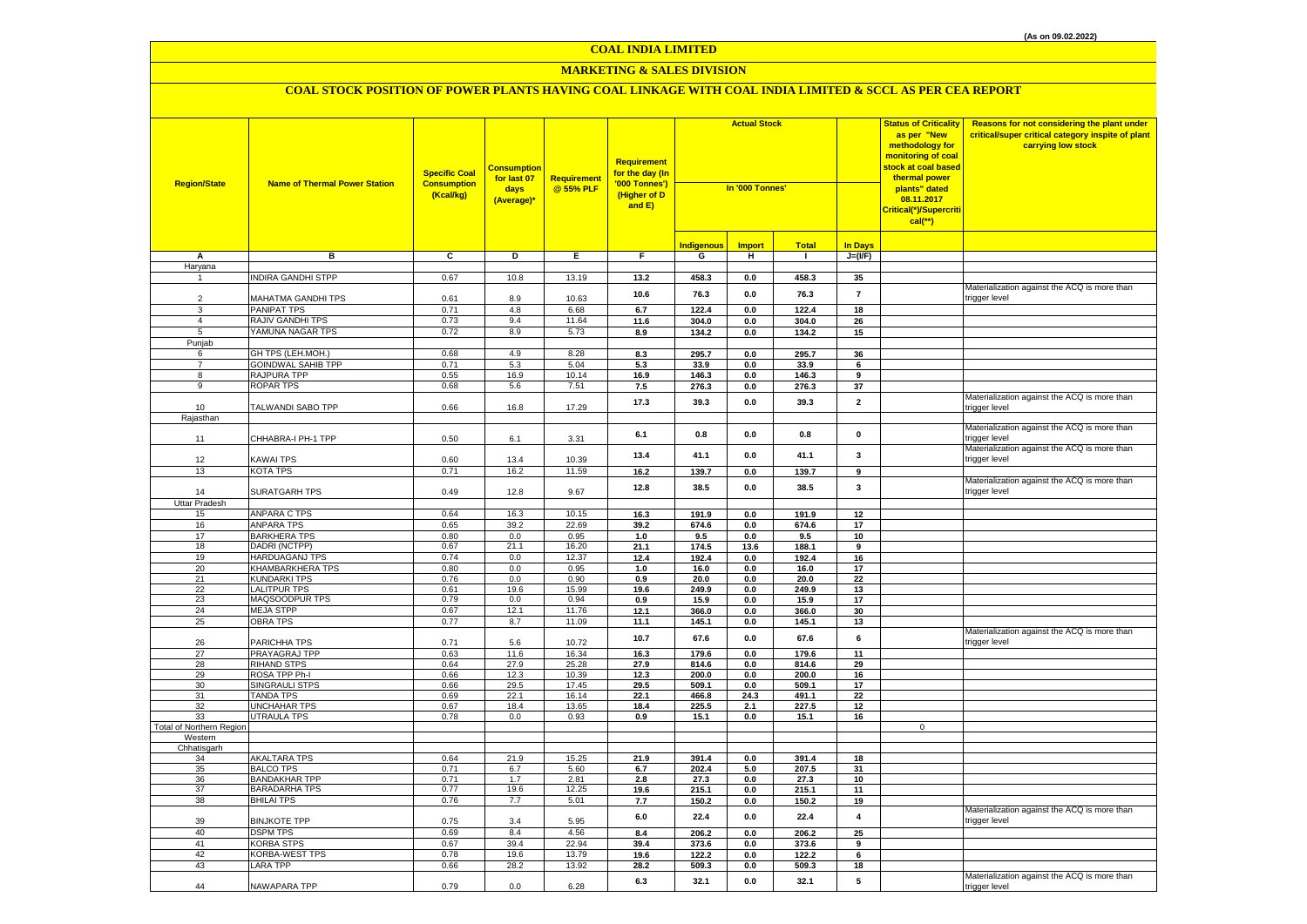(As on 09.02.2022)

# COAL INDIA LIMITED

## MARKETING & SALES DIVISION

### COAL STOCK POSITION OF POWER PLANTS HAVING COAL LINKAGE WITH COAL INDIA LIMITED & SCCL AS PER CEA REPORT

| Region/State | Name of Thermal Power Station | Specific Coal Consumption (Kcal/kg) | Consumption for last 07 days (Average)* | Requirement @ 55% PLF | Requirement for the day (In '000 Tonnes') (Higher of D and E) | Actual Stock In '000 Tonnes' | | | | Status of Criticality as per "New methodology for monitoring of coal stock at coal based thermal power plants" dated 08.11.2017 Critical(*)/Supercritical(**) | Reasons for not considering the plant under critical/super critical category inspite of plant carrying low stock |
|---|---|---|---|---|---|---|---|---|---|---|---|
| | | | | | | Indigenous | Import | Total | In Days | | |
| A | B | C | D | E | F | G | H | I | J=(I/F) | | |
| Haryana | | | | | | | | | | | |
| 1 | INDIRA GANDHI STPP | 0.67 | 10.8 | 13.19 | 13.2 | 458.3 | 0.0 | 458.3 | 35 | | |
| 2 | MAHATMA GANDHI TPS | 0.61 | 8.9 | 10.63 | 10.6 | 76.3 | 0.0 | 76.3 | 7 | | Materialization against the ACQ is more than trigger level |
| 3 | PANIPAT TPS | 0.71 | 4.8 | 6.68 | 6.7 | 122.4 | 0.0 | 122.4 | 18 | | |
| 4 | RAJIV GANDHI TPS | 0.73 | 9.4 | 11.64 | 11.6 | 304.0 | 0.0 | 304.0 | 26 | | |
| 5 | YAMUNA NAGAR TPS | 0.72 | 8.9 | 5.73 | 8.9 | 134.2 | 0.0 | 134.2 | 15 | | |
| Punjab | | | | | | | | | | | |
| 6 | GH TPS (LEH.MOH.) | 0.68 | 4.9 | 8.28 | 8.3 | 295.7 | 0.0 | 295.7 | 36 | | |
| 7 | GOINDWAL SAHIB TPP | 0.71 | 5.3 | 5.04 | 5.3 | 33.9 | 0.0 | 33.9 | 6 | | |
| 8 | RAJPURA TPP | 0.55 | 16.9 | 10.14 | 16.9 | 146.3 | 0.0 | 146.3 | 9 | | |
| 9 | ROPAR TPS | 0.68 | 5.6 | 7.51 | 7.5 | 276.3 | 0.0 | 276.3 | 37 | | |
| 10 | TALWANDI SABO TPP | 0.66 | 16.8 | 17.29 | 17.3 | 39.3 | 0.0 | 39.3 | 2 | | Materialization against the ACQ is more than trigger level |
| Rajasthan | | | | | | | | | | | |
| 11 | CHHABRA-I PH-1 TPP | 0.50 | 6.1 | 3.31 | 6.1 | 0.8 | 0.0 | 0.8 | 0 | | Materialization against the ACQ is more than trigger level |
| 12 | KAWAI TPS | 0.60 | 13.4 | 10.39 | 13.4 | 41.1 | 0.0 | 41.1 | 3 | | Materialization against the ACQ is more than trigger level |
| 13 | KOTA TPS | 0.71 | 16.2 | 11.59 | 16.2 | 139.7 | 0.0 | 139.7 | 9 | | |
| 14 | SURATGARH TPS | 0.49 | 12.8 | 9.67 | 12.8 | 38.5 | 0.0 | 38.5 | 3 | | Materialization against the ACQ is more than trigger level |
| Uttar Pradesh | | | | | | | | | | | |
| 15 | ANPARA C TPS | 0.64 | 16.3 | 10.15 | 16.3 | 191.9 | 0.0 | 191.9 | 12 | | |
| 16 | ANPARA TPS | 0.65 | 39.2 | 22.69 | 39.2 | 674.6 | 0.0 | 674.6 | 17 | | |
| 17 | BARKHERA TPS | 0.80 | 0.0 | 0.95 | 1.0 | 9.5 | 0.0 | 9.5 | 10 | | |
| 18 | DADRI (NCTPP) | 0.67 | 21.1 | 16.20 | 21.1 | 174.5 | 13.6 | 188.1 | 9 | | |
| 19 | HARDUAGANJ TPS | 0.74 | 0.0 | 12.37 | 12.4 | 192.4 | 0.0 | 192.4 | 16 | | |
| 20 | KHAMBARKHERA TPS | 0.80 | 0.0 | 0.95 | 1.0 | 16.0 | 0.0 | 16.0 | 17 | | |
| 21 | KUNDARKI TPS | 0.76 | 0.0 | 0.90 | 0.9 | 20.0 | 0.0 | 20.0 | 22 | | |
| 22 | LALITPUR TPS | 0.61 | 19.6 | 15.99 | 19.6 | 249.9 | 0.0 | 249.9 | 13 | | |
| 23 | MAQSOODPUR TPS | 0.79 | 0.0 | 0.94 | 0.9 | 15.9 | 0.0 | 15.9 | 17 | | |
| 24 | MEJA STPP | 0.67 | 12.1 | 11.76 | 12.1 | 366.0 | 0.0 | 366.0 | 30 | | |
| 25 | OBRA TPS | 0.77 | 8.7 | 11.09 | 11.1 | 145.1 | 0.0 | 145.1 | 13 | | |
| 26 | PARICHHA TPS | 0.71 | 5.6 | 10.72 | 10.7 | 67.6 | 0.0 | 67.6 | 6 | | Materialization against the ACQ is more than trigger level |
| 27 | PRAYAGRAJ TPP | 0.63 | 11.6 | 16.34 | 16.3 | 179.6 | 0.0 | 179.6 | 11 | | |
| 28 | RIHAND STPS | 0.64 | 27.9 | 25.28 | 27.9 | 814.6 | 0.0 | 814.6 | 29 | | |
| 29 | ROSA TPP Ph-I | 0.66 | 12.3 | 10.39 | 12.3 | 200.0 | 0.0 | 200.0 | 16 | | |
| 30 | SINGRAULI STPS | 0.66 | 29.5 | 17.45 | 29.5 | 509.1 | 0.0 | 509.1 | 17 | | |
| 31 | TANDA TPS | 0.69 | 22.1 | 16.14 | 22.1 | 466.8 | 24.3 | 491.1 | 22 | | |
| 32 | UNCHAHAR TPS | 0.67 | 18.4 | 13.65 | 18.4 | 225.5 | 2.1 | 227.5 | 12 | | |
| 33 | UTRAULA TPS | 0.78 | 0.0 | 0.93 | 0.9 | 15.1 | 0.0 | 15.1 | 16 | | |
| Total of Northern Region | | | | | | | | | | 0 | |
| Western | | | | | | | | | | | |
| Chhatisgarh | | | | | | | | | | | |
| 34 | AKALTARA TPS | 0.64 | 21.9 | 15.25 | 21.9 | 391.4 | 0.0 | 391.4 | 18 | | |
| 35 | BALCO TPS | 0.71 | 6.7 | 5.60 | 6.7 | 202.4 | 5.0 | 207.5 | 31 | | |
| 36 | BANDAKHAR TPP | 0.71 | 1.7 | 2.81 | 2.8 | 27.3 | 0.0 | 27.3 | 10 | | |
| 37 | BARADARHA TPS | 0.77 | 19.6 | 12.25 | 19.6 | 215.1 | 0.0 | 215.1 | 11 | | |
| 38 | BHILAI TPS | 0.76 | 7.7 | 5.01 | 7.7 | 150.2 | 0.0 | 150.2 | 19 | | |
| 39 | BINJKOTE TPP | 0.75 | 3.4 | 5.95 | 6.0 | 22.4 | 0.0 | 22.4 | 4 | | Materialization against the ACQ is more than trigger level |
| 40 | DSPM TPS | 0.69 | 8.4 | 4.56 | 8.4 | 206.2 | 0.0 | 206.2 | 25 | | |
| 41 | KORBA STPS | 0.67 | 39.4 | 22.94 | 39.4 | 373.6 | 0.0 | 373.6 | 9 | | |
| 42 | KORBA-WEST TPS | 0.78 | 19.6 | 13.79 | 19.6 | 122.2 | 0.0 | 122.2 | 6 | | |
| 43 | LARA TPP | 0.66 | 28.2 | 13.92 | 28.2 | 509.3 | 0.0 | 509.3 | 18 | | |
| 44 | NAWAPARA TPP | 0.79 | 0.0 | 6.28 | 6.3 | 32.1 | 0.0 | 32.1 | 5 | | Materialization against the ACQ is more than trigger level |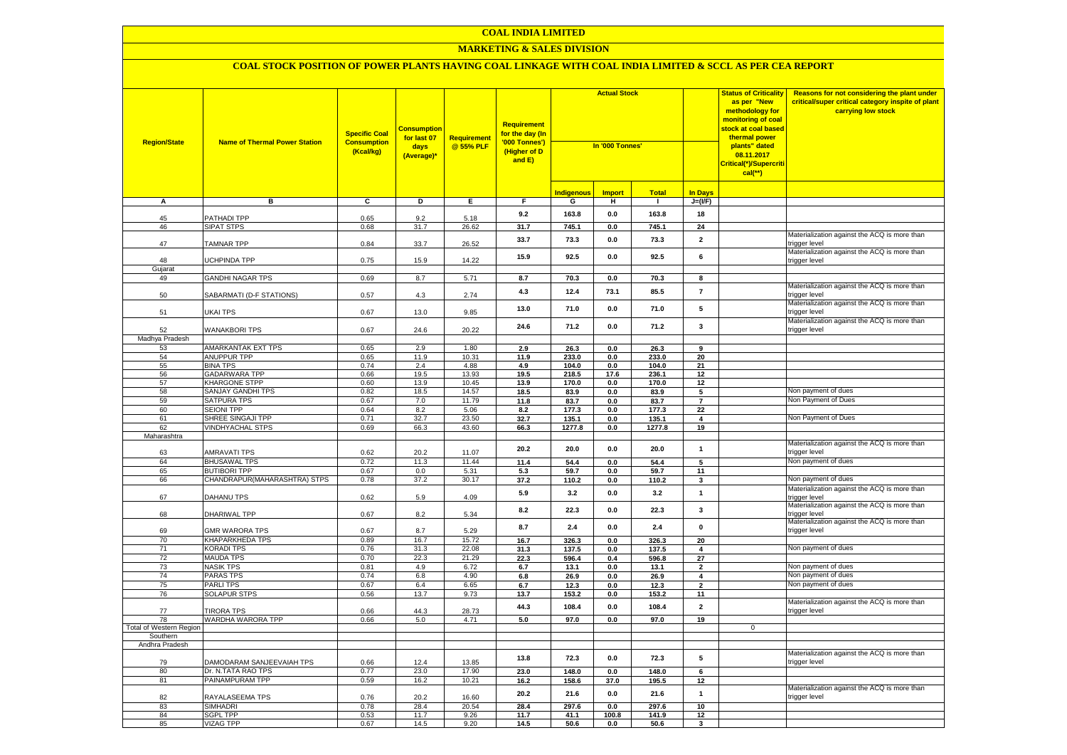# COAL INDIA LIMITED

## MARKETING & SALES DIVISION

### COAL STOCK POSITION OF POWER PLANTS HAVING COAL LINKAGE WITH COAL INDIA LIMITED & SCCL AS PER CEA REPORT

| Region/State | Name of Thermal Power Station | Specific Coal Consumption (Kcal/kg) | Consumption for last 07 days (Average)* | Requirement @ 55% PLF | Requirement for the day (In '000 Tonnes') (Higher of D and E) | Actual Stock In '000 Tonnes' | | | | Status of Criticality as per "New methodology for monitoring of coal stock at coal based thermal power plants" dated 08.11.2017 Critical(*)/Supercritical(**) | Reasons for not considering the plant under critical/super critical category inspite of plant carrying low stock |
|---|---|---|---|---|---|---|---|---|---|---|---|
| | | | | | | Indigenous | Import | Total | In Days | | |
| A | B | C | D | E | F | G | H | I | J=(I/F) | | |
| 45 | PATHADI TPP | 0.65 | 9.2 | 5.18 | 9.2 | 163.8 | 0.0 | 163.8 | 18 | | |
| 46 | SIPAT STPS | 0.68 | 31.7 | 26.62 | 31.7 | 745.1 | 0.0 | 745.1 | 24 | | |
| 47 | TAMNAR TPP | 0.84 | 33.7 | 26.52 | 33.7 | 73.3 | 0.0 | 73.3 | 2 | | Materialization against the ACQ is more than trigger level |
| 48 | UCHPINDA TPP | 0.75 | 15.9 | 14.22 | 15.9 | 92.5 | 0.0 | 92.5 | 6 | | Materialization against the ACQ is more than trigger level |
| Gujarat | | | | | | | | | | | |
| 49 | GANDHI NAGAR TPS | 0.69 | 8.7 | 5.71 | 8.7 | 70.3 | 0.0 | 70.3 | 8 | | |
| 50 | SABARMATI (D-F STATIONS) | 0.57 | 4.3 | 2.74 | 4.3 | 12.4 | 73.1 | 85.5 | 7 | | Materialization against the ACQ is more than trigger level |
| 51 | UKAI TPS | 0.67 | 13.0 | 9.85 | 13.0 | 71.0 | 0.0 | 71.0 | 5 | | Materialization against the ACQ is more than trigger level |
| 52 | WANAKBORI TPS | 0.67 | 24.6 | 20.22 | 24.6 | 71.2 | 0.0 | 71.2 | 3 | | Materialization against the ACQ is more than trigger level |
| Madhya Pradesh | | | | | | | | | | | |
| 53 | AMARKANTAK EXT TPS | 0.65 | 2.9 | 1.80 | 2.9 | 26.3 | 0.0 | 26.3 | 9 | | |
| 54 | ANUPPUR TPP | 0.65 | 11.9 | 10.31 | 11.9 | 233.0 | 0.0 | 233.0 | 20 | | |
| 55 | BINA TPS | 0.74 | 2.4 | 4.88 | 4.9 | 104.0 | 0.0 | 104.0 | 21 | | |
| 56 | GADARWARA TPP | 0.66 | 19.5 | 13.93 | 19.5 | 218.5 | 17.6 | 236.1 | 12 | | |
| 57 | KHARGONE STPP | 0.60 | 13.9 | 10.45 | 13.9 | 170.0 | 0.0 | 170.0 | 12 | | |
| 58 | SANJAY GANDHI TPS | 0.82 | 18.5 | 14.57 | 18.5 | 83.9 | 0.0 | 83.9 | 5 | | Non payment of dues |
| 59 | SATPURA TPS | 0.67 | 7.0 | 11.79 | 11.8 | 83.7 | 0.0 | 83.7 | 7 | | Non Payment of Dues |
| 60 | SEIONI TPP | 0.64 | 8.2 | 5.06 | 8.2 | 177.3 | 0.0 | 177.3 | 22 | | |
| 61 | SHREE SINGAJI TPP | 0.71 | 32.7 | 23.50 | 32.7 | 135.1 | 0.0 | 135.1 | 4 | | Non Payment of Dues |
| 62 | VINDHYACHAL STPS | 0.69 | 66.3 | 43.60 | 66.3 | 1277.8 | 0.0 | 1277.8 | 19 | | |
| Maharashtra | | | | | | | | | | | |
| 63 | AMRAVATI TPS | 0.62 | 20.2 | 11.07 | 20.2 | 20.0 | 0.0 | 20.0 | 1 | | Materialization against the ACQ is more than trigger level |
| 64 | BHUSAWAL TPS | 0.72 | 11.3 | 11.44 | 11.4 | 54.4 | 0.0 | 54.4 | 5 | | Non payment of dues |
| 65 | BUTIBORI TPP | 0.67 | 0.0 | 5.31 | 5.3 | 59.7 | 0.0 | 59.7 | 11 | | |
| 66 | CHANDRAPUR(MAHARASHTRA) STPS | 0.78 | 37.2 | 30.17 | 37.2 | 110.2 | 0.0 | 110.2 | 3 | | Non payment of dues |
| 67 | DAHANU TPS | 0.62 | 5.9 | 4.09 | 5.9 | 3.2 | 0.0 | 3.2 | 1 | | Materialization against the ACQ is more than trigger level |
| 68 | DHARIWAL TPP | 0.67 | 8.2 | 5.34 | 8.2 | 22.3 | 0.0 | 22.3 | 3 | | Materialization against the ACQ is more than trigger level |
| 69 | GMR WARORA TPS | 0.67 | 8.7 | 5.29 | 8.7 | 2.4 | 0.0 | 2.4 | 0 | | Materialization against the ACQ is more than trigger level |
| 70 | KHAPARKHEDA TPS | 0.89 | 16.7 | 15.72 | 16.7 | 326.3 | 0.0 | 326.3 | 20 | | |
| 71 | KORADI TPS | 0.76 | 31.3 | 22.08 | 31.3 | 137.5 | 0.0 | 137.5 | 4 | | Non payment of dues |
| 72 | MAUDA TPS | 0.70 | 22.3 | 21.29 | 22.3 | 596.4 | 0.4 | 596.8 | 27 | | |
| 73 | NASIK TPS | 0.81 | 4.9 | 6.72 | 6.7 | 13.1 | 0.0 | 13.1 | 2 | | Non payment of dues |
| 74 | PARAS TPS | 0.74 | 6.8 | 4.90 | 6.8 | 26.9 | 0.0 | 26.9 | 4 | | Non payment of dues |
| 75 | PARLI TPS | 0.67 | 6.4 | 6.65 | 6.7 | 12.3 | 0.0 | 12.3 | 2 | | Non payment of dues |
| 76 | SOLAPUR STPS | 0.56 | 13.7 | 9.73 | 13.7 | 153.2 | 0.0 | 153.2 | 11 | | |
| 77 | TIRORA TPS | 0.66 | 44.3 | 28.73 | 44.3 | 108.4 | 0.0 | 108.4 | 2 | | Materialization against the ACQ is more than trigger level |
| 78 | WARDHA WARORA TPP | 0.66 | 5.0 | 4.71 | 5.0 | 97.0 | 0.0 | 97.0 | 19 | | |
| Total of Western Region | | | | | | | | | | 0 | |
| Southern | | | | | | | | | | | |
| Andhra Pradesh | | | | | | | | | | | |
| 79 | DAMODARAM SANJEEVAIAH TPS | 0.66 | 12.4 | 13.85 | 13.8 | 72.3 | 0.0 | 72.3 | 5 | | Materialization against the ACQ is more than trigger level |
| 80 | Dr. N.TATA RAO TPS | 0.77 | 23.0 | 17.90 | 23.0 | 148.0 | 0.0 | 148.0 | 6 | | |
| 81 | PAINAMPURAM TPP | 0.59 | 16.2 | 10.21 | 16.2 | 158.6 | 37.0 | 195.5 | 12 | | |
| 82 | RAYALASEEMA TPS | 0.76 | 20.2 | 16.60 | 20.2 | 21.6 | 0.0 | 21.6 | 1 | | Materialization against the ACQ is more than trigger level |
| 83 | SIMHADRI | 0.78 | 28.4 | 20.54 | 28.4 | 297.6 | 0.0 | 297.6 | 10 | | |
| 84 | SGPL TPP | 0.53 | 11.7 | 9.26 | 11.7 | 41.1 | 100.8 | 141.9 | 12 | | |
| 85 | VIZAG TPP | 0.67 | 14.5 | 9.20 | 14.5 | 50.6 | 0.0 | 50.6 | 3 | | |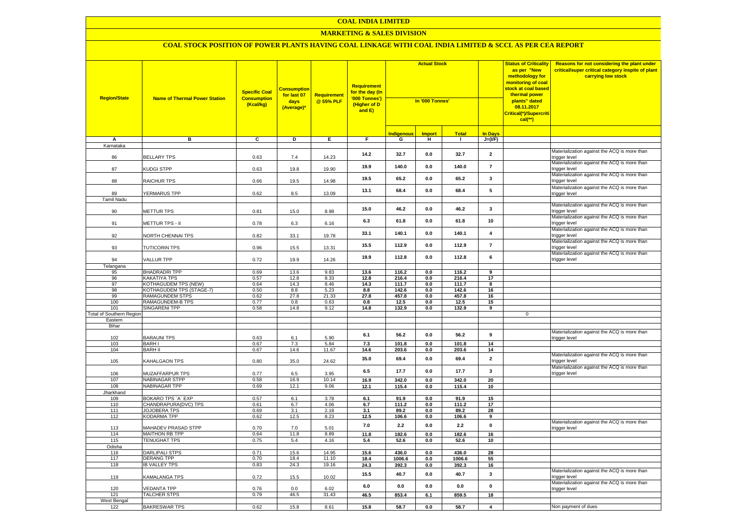# COAL INDIA LIMITED

## MARKETING & SALES DIVISION

### COAL STOCK POSITION OF POWER PLANTS HAVING COAL LINKAGE WITH COAL INDIA LIMITED & SCCL AS PER CEA REPORT

| Region/State | Name of Thermal Power Station | Specific Coal Consumption (Kcal/kg) | Consumption for last 07 days (Average)* | Requirement @ 55% PLF | Requirement for the day (In '000 Tonnes') (Higher of D and E) | Actual Stock In '000 Tonnes' | | | | Status of Criticality as per "New methodology for monitoring of coal stock at coal based thermal power plants" dated 08.11.2017 Critical(*)/Supercritical(**) | Reasons for not considering the plant under critical/super critical category inspite of plant carrying low stock |
|---|---|---|---|---|---|---|---|---|---|---|---|
| | | | | | | Indigenous | Import | Total | In Days | | |
| A | B | C | D | E | F | G | H | I | J=(I/F) | | |
| Karnataka | | | | | | | | | | | |
| 86 | BELLARY TPS | 0.63 | 7.4 | 14.23 | 14.2 | 32.7 | 0.0 | 32.7 | 2 | | Materialization against the ACQ is more than trigger level |
| 87 | KUDGI STPP | 0.63 | 19.8 | 19.90 | 19.9 | 140.0 | 0.0 | 140.0 | 7 | | Materialization against the ACQ is more than trigger level |
| 88 | RAICHUR TPS | 0.66 | 19.5 | 14.98 | 19.5 | 65.2 | 0.0 | 65.2 | 3 | | Materialization against the ACQ is more than trigger level |
| 89 | YERMARUS TPP | 0.62 | 8.5 | 13.09 | 13.1 | 68.4 | 0.0 | 68.4 | 5 | | Materialization against the ACQ is more than trigger level |
| Tamil Nadu | | | | | | | | | | | |
| 90 | METTUR TPS | 0.81 | 15.0 | 8.98 | 15.0 | 46.2 | 0.0 | 46.2 | 3 | | Materialization against the ACQ is more than trigger level |
| 91 | METTUR TPS - II | 0.78 | 6.3 | 6.16 | 6.3 | 61.8 | 0.0 | 61.8 | 10 | | Materialization against the ACQ is more than trigger level |
| 92 | NORTH CHENNAI TPS | 0.82 | 33.1 | 19.78 | 33.1 | 140.1 | 0.0 | 140.1 | 4 | | Materialization against the ACQ is more than trigger level |
| 93 | TUTICORIN TPS | 0.96 | 15.5 | 13.31 | 15.5 | 112.9 | 0.0 | 112.9 | 7 | | Materialization against the ACQ is more than trigger level |
| 94 | VALLUR TPP | 0.72 | 19.9 | 14.26 | 19.9 | 112.8 | 0.0 | 112.8 | 6 | | Materialization against the ACQ is more than trigger level |
| Telangana | | | | | | | | | | | |
| 95 | BHADRADRI TPP | 0.69 | 13.6 | 9.83 | 13.6 | 116.2 | 0.0 | 116.2 | 9 | | |
| 96 | KAKATIYA TPS | 0.57 | 12.8 | 8.33 | 12.8 | 216.4 | 0.0 | 216.4 | 17 | | |
| 97 | KOTHAGUDEM TPS (NEW) | 0.64 | 14.3 | 8.46 | 14.3 | 111.7 | 0.0 | 111.7 | 8 | | |
| 98 | KOTHAGUDEM TPS (STAGE-7) | 0.50 | 8.8 | 5.23 | 8.8 | 142.6 | 0.0 | 142.6 | 16 | | |
| 99 | RAMAGUNDEM STPS | 0.62 | 27.8 | 21.33 | 27.8 | 457.8 | 0.0 | 457.8 | 16 | | |
| 100 | RAMAGUNDEM-B TPS | 0.77 | 0.8 | 0.63 | 0.8 | 12.5 | 0.0 | 12.5 | 15 | | |
| 101 | SINGARENI TPP | 0.58 | 14.8 | 9.12 | 14.8 | 132.9 | 0.0 | 132.9 | 9 | | |
| Total of Southern Region | | | | | | | | | | 0 | |
| Eastern | | | | | | | | | | | |
| Bihar | | | | | | | | | | | |
| 102 | BARAUNI TPS | 0.63 | 6.1 | 5.90 | 6.1 | 56.2 | 0.0 | 56.2 | 9 | | Materialization against the ACQ is more than trigger level |
| 103 | BARH I | 0.67 | 7.3 | 5.84 | 7.3 | 101.8 | 0.0 | 101.8 | 14 | | |
| 104 | BARH II | 0.67 | 14.6 | 11.67 | 14.6 | 203.6 | 0.0 | 203.6 | 14 | | |
| 105 | KAHALGAON TPS | 0.80 | 35.0 | 24.62 | 35.0 | 69.4 | 0.0 | 69.4 | 2 | | Materialization against the ACQ is more than trigger level |
| 106 | MUZAFFARPUR TPS | 0.77 | 6.5 | 3.95 | 6.5 | 17.7 | 0.0 | 17.7 | 3 | | Materialization against the ACQ is more than trigger level |
| 107 | NABINAGAR STPP | 0.58 | 16.9 | 10.14 | 16.9 | 342.0 | 0.0 | 342.0 | 20 | | |
| 108 | NABINAGAR TPP | 0.69 | 12.1 | 9.06 | 12.1 | 115.4 | 0.0 | 115.4 | 10 | | |
| Jharkhand | | | | | | | | | | | |
| 109 | BOKARO TPS `A` EXP | 0.57 | 6.1 | 3.78 | 6.1 | 91.9 | 0.0 | 91.9 | 15 | | |
| 110 | CHANDRAPURA(DVC) TPS | 0.61 | 6.7 | 4.06 | 6.7 | 111.2 | 0.0 | 111.2 | 17 | | |
| 111 | JOJOBERA TPS | 0.69 | 3.1 | 2.18 | 3.1 | 89.2 | 0.0 | 89.2 | 28 | | |
| 112 | KODARMA TPP | 0.62 | 12.5 | 8.23 | 12.5 | 106.6 | 0.0 | 106.6 | 9 | | |
| 113 | MAHADEV PRASAD STPP | 0.70 | 7.0 | 5.01 | 7.0 | 2.2 | 0.0 | 2.2 | 0 | | Materialization against the ACQ is more than trigger level |
| 114 | MAITHON RB TPP | 0.64 | 11.8 | 8.89 | 11.8 | 182.6 | 0.0 | 182.6 | 16 | | |
| 115 | TENUGHAT TPS | 0.75 | 5.4 | 4.16 | 5.4 | 52.6 | 0.0 | 52.6 | 10 | | |
| Odisha | | | | | | | | | | | |
| 116 | DARLIPALI STPS | 0.71 | 15.6 | 14.95 | 15.6 | 436.0 | 0.0 | 436.0 | 28 | | |
| 117 | DERANG TPP | 0.70 | 18.4 | 11.10 | 18.4 | 1006.6 | 0.0 | 1006.6 | 55 | | |
| 118 | IB VALLEY TPS | 0.83 | 24.3 | 19.16 | 24.3 | 392.3 | 0.0 | 392.3 | 16 | | |
| 119 | KAMALANGA TPS | 0.72 | 15.5 | 10.02 | 15.5 | 40.7 | 0.0 | 40.7 | 3 | | Materialization against the ACQ is more than trigger level |
| 120 | VEDANTA TPP | 0.76 | 0.0 | 6.02 | 6.0 | 0.0 | 0.0 | 0.0 | 0 | | Materialization against the ACQ is more than trigger level |
| 121 | TALCHER STPS | 0.79 | 46.5 | 31.43 | 46.5 | 853.4 | 6.1 | 859.5 | 18 | | |
| West Bengal | | | | | | | | | | | |
| 122 | BAKRESWAR TPS | 0.62 | 15.8 | 8.61 | 15.8 | 58.7 | 0.0 | 58.7 | 4 | | Non payment of dues |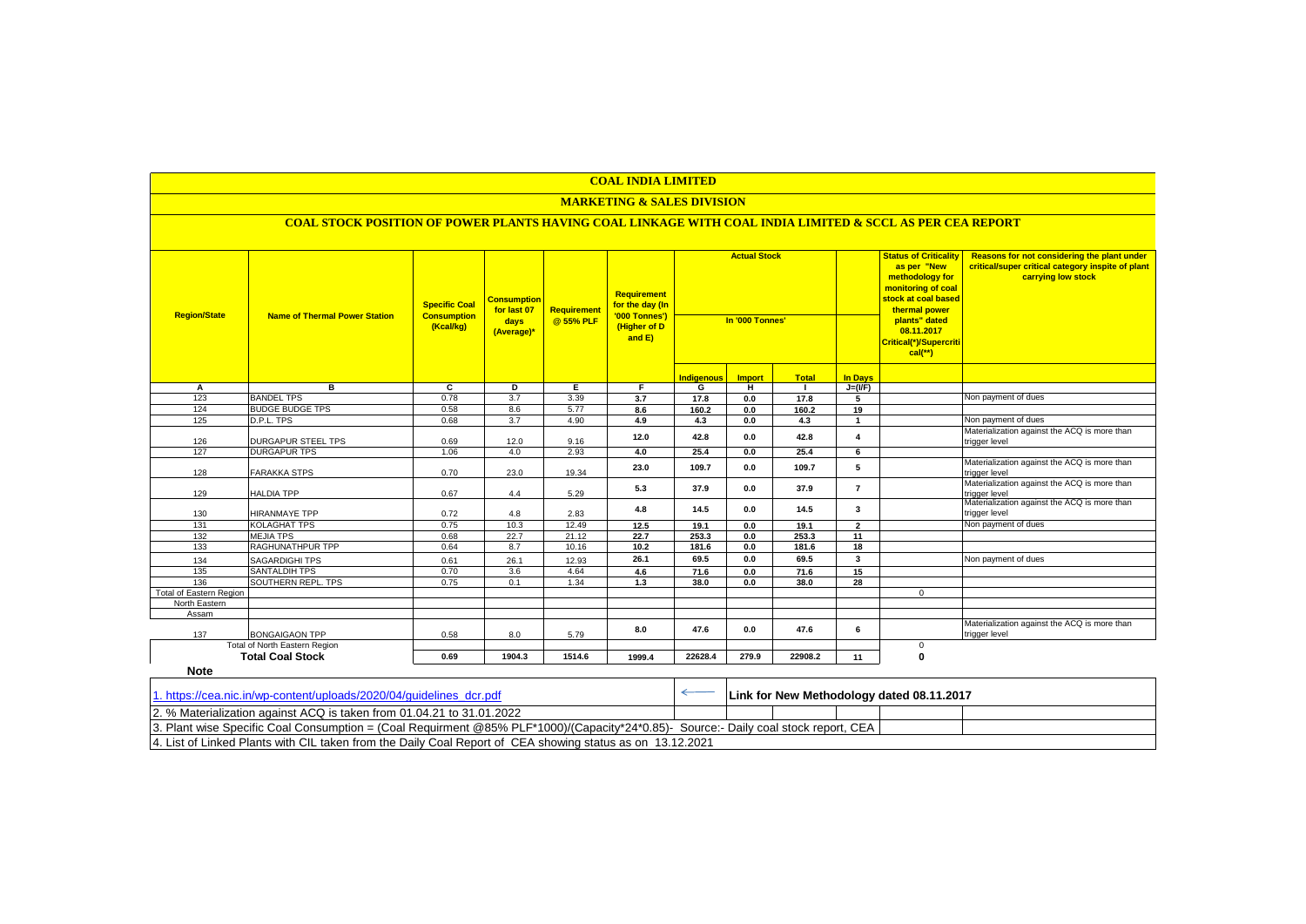# COAL INDIA LIMITED

## MARKETING & SALES DIVISION

### COAL STOCK POSITION OF POWER PLANTS HAVING COAL LINKAGE WITH COAL INDIA LIMITED & SCCL AS PER CEA REPORT

| Region/State | Name of Thermal Power Station | Specific Coal Consumption (Kcal/kg) | Consumption for last 07 days (Average)* | Requirement @ 55% PLF | Requirement for the day (In '000 Tonnes') (Higher of D and E) | Actual Stock In '000 Tonnes' | | | | Status of Criticality as per "New methodology for monitoring of coal stock at coal based thermal power plants" dated 08.11.2017 Critical(*)/Supercritical(**) | Reasons for not considering the plant under critical/super critical category inspite of plant carrying low stock |
|---|---|---|---|---|---|---|---|---|---|---|---|
| | | | | | | Indigenous | Import | Total | In Days | | |
| A | B | C | D | E | F | G | H | I | J=(I/F) | | |
| 123 | BANDEL TPS | 0.78 | 3.7 | 3.39 | 3.7 | 17.8 | 0.0 | 17.8 | 5 | | Non payment of dues |
| 124 | BUDGE BUDGE TPS | 0.58 | 8.6 | 5.77 | 8.6 | 160.2 | 0.0 | 160.2 | 19 | | |
| 125 | D.P.L. TPS | 0.68 | 3.7 | 4.90 | 4.9 | 4.3 | 0.0 | 4.3 | 1 | | Non payment of dues |
| 126 | DURGAPUR STEEL TPS | 0.69 | 12.0 | 9.16 | 12.0 | 42.8 | 0.0 | 42.8 | 4 | | Materialization against the ACQ is more than trigger level |
| 127 | DURGAPUR TPS | 1.06 | 4.0 | 2.93 | 4.0 | 25.4 | 0.0 | 25.4 | 6 | | |
| 128 | FARAKKA STPS | 0.70 | 23.0 | 19.34 | 23.0 | 109.7 | 0.0 | 109.7 | 5 | | Materialization against the ACQ is more than trigger level |
| 129 | HALDIA TPP | 0.67 | 4.4 | 5.29 | 5.3 | 37.9 | 0.0 | 37.9 | 7 | | Materialization against the ACQ is more than trigger level |
| 130 | HIRANMAYE TPP | 0.72 | 4.8 | 2.83 | 4.8 | 14.5 | 0.0 | 14.5 | 3 | | Materialization against the ACQ is more than trigger level |
| 131 | KOLAGHAT TPS | 0.75 | 10.3 | 12.49 | 12.5 | 19.1 | 0.0 | 19.1 | 2 | | Non payment of dues |
| 132 | MEJIA TPS | 0.68 | 22.7 | 21.12 | 22.7 | 253.3 | 0.0 | 253.3 | 11 | | |
| 133 | RAGHUNATHPUR TPP | 0.64 | 8.7 | 10.16 | 10.2 | 181.6 | 0.0 | 181.6 | 18 | | |
| 134 | SAGARDIGHI TPS | 0.61 | 26.1 | 12.93 | 26.1 | 69.5 | 0.0 | 69.5 | 3 | | Non payment of dues |
| 135 | SANTALDIH TPS | 0.70 | 3.6 | 4.64 | 4.6 | 71.6 | 0.0 | 71.6 | 15 | | |
| 136 | SOUTHERN REPL. TPS | 0.75 | 0.1 | 1.34 | 1.3 | 38.0 | 0.0 | 38.0 | 28 | | |
| Total of Eastern Region | | | | | | | | | | 0 | |
| North Eastern | | | | | | | | | | | |
| Assam | | | | | | | | | | | |
| 137 | BONGAIGAON TPP | 0.58 | 8.0 | 5.79 | 8.0 | 47.6 | 0.0 | 47.6 | 6 | | Materialization against the ACQ is more than trigger level |
| Total of North Eastern Region | | | | | | | | | | 0 | |
| **Total Coal Stock** | | 0.69 | 1904.3 | 1514.6 | 1999.4 | 22628.4 | 279.9 | 22908.2 | 11 | 0 | |

**Note**

1. https://cea.nic.in/wp-content/uploads/2020/04/guidelines_dcr.pdf ← **Link for New Methodology dated 08.11.2017**

2. % Materialization against ACQ is taken from 01.04.21 to 31.01.2022

3. Plant wise Specific Coal Consumption = (Coal Requirment @85% PLF*1000)/(Capacity*24*0.85)- Source:- Daily coal stock report, CEA

4. List of Linked Plants with CIL taken from the Daily Coal Report of CEA showing status as on 13.12.2021